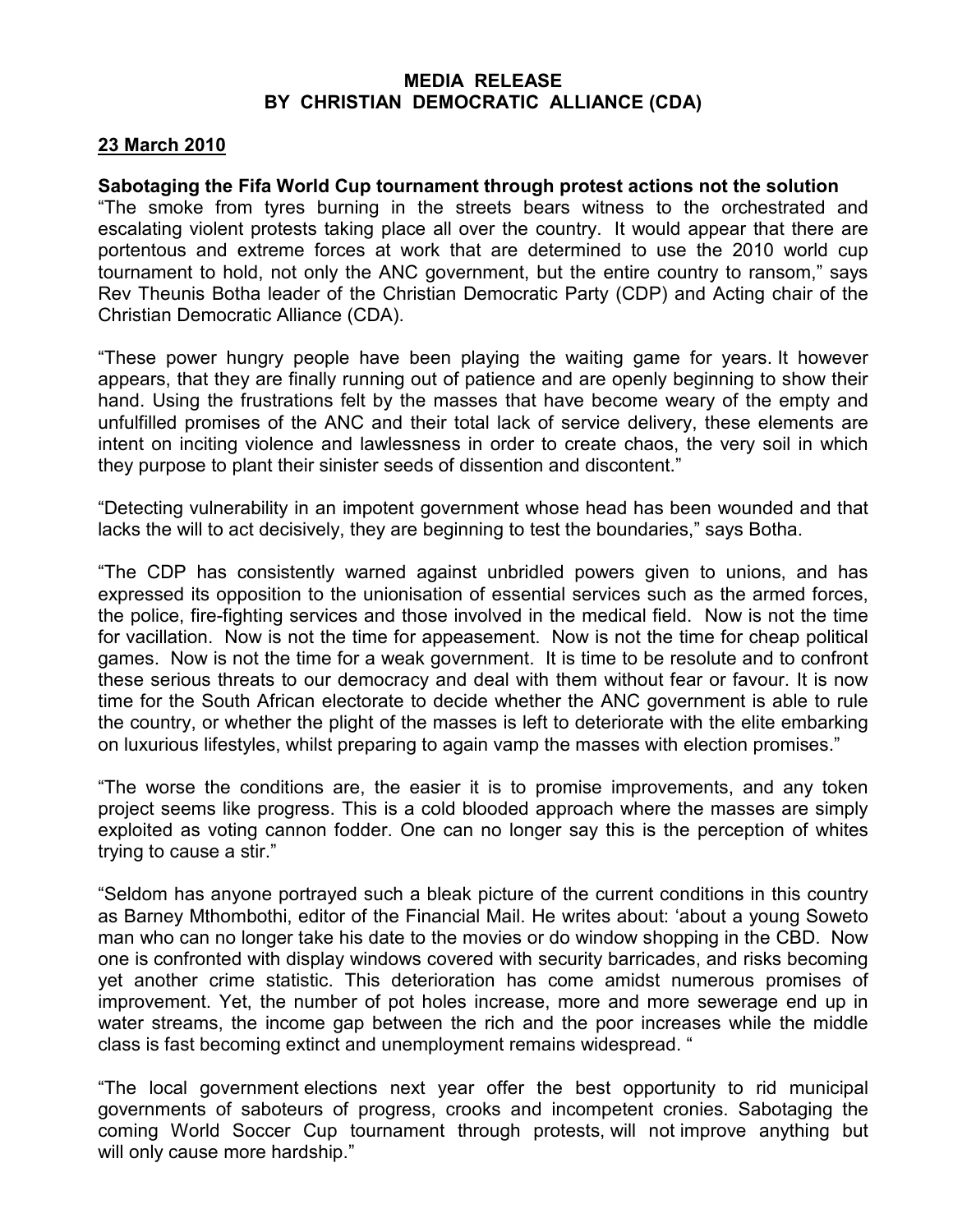**MEDIA RELEASE**
**BY CHRISTIAN DEMOCRATIC ALLIANCE (CDA)**

**23 March 2010**

**Sabotaging the Fifa World Cup tournament through protest actions not the solution**

"The smoke from tyres burning in the streets bears witness to the orchestrated and escalating violent protests taking place all over the country. It would appear that there are portentous and extreme forces at work that are determined to use the 2010 world cup tournament to hold, not only the ANC government, but the entire country to ransom," says Rev Theunis Botha leader of the Christian Democratic Party (CDP) and Acting chair of the Christian Democratic Alliance (CDA).

"These power hungry people have been playing the waiting game for years. It however appears, that they are finally running out of patience and are openly beginning to show their hand. Using the frustrations felt by the masses that have become weary of the empty and unfulfilled promises of the ANC and their total lack of service delivery, these elements are intent on inciting violence and lawlessness in order to create chaos, the very soil in which they purpose to plant their sinister seeds of dissention and discontent."

"Detecting vulnerability in an impotent government whose head has been wounded and that lacks the will to act decisively, they are beginning to test the boundaries," says Botha.

"The CDP has consistently warned against unbridled powers given to unions, and has expressed its opposition to the unionisation of essential services such as the armed forces, the police, fire-fighting services and those involved in the medical field. Now is not the time for vacillation. Now is not the time for appeasement. Now is not the time for cheap political games. Now is not the time for a weak government. It is time to be resolute and to confront these serious threats to our democracy and deal with them without fear or favour. It is now time for the South African electorate to decide whether the ANC government is able to rule the country, or whether the plight of the masses is left to deteriorate with the elite embarking on luxurious lifestyles, whilst preparing to again vamp the masses with election promises."

"The worse the conditions are, the easier it is to promise improvements, and any token project seems like progress. This is a cold blooded approach where the masses are simply exploited as voting cannon fodder. One can no longer say this is the perception of whites trying to cause a stir."

"Seldom has anyone portrayed such a bleak picture of the current conditions in this country as Barney Mthombothi, editor of the Financial Mail. He writes about: 'about a young Soweto man who can no longer take his date to the movies or do window shopping in the CBD. Now one is confronted with display windows covered with security barricades, and risks becoming yet another crime statistic. This deterioration has come amidst numerous promises of improvement. Yet, the number of pot holes increase, more and more sewerage end up in water streams, the income gap between the rich and the poor increases while the middle class is fast becoming extinct and unemployment remains widespread. "

"The local government elections next year offer the best opportunity to rid municipal governments of saboteurs of progress, crooks and incompetent cronies. Sabotaging the coming World Soccer Cup tournament through protests, will not improve anything but will only cause more hardship."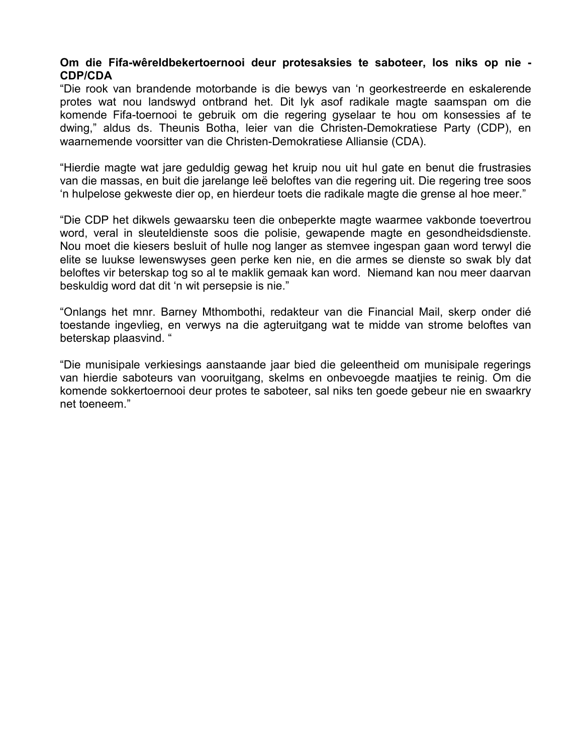**Om die Fifa-wêreldbekertoernooi deur protesaksies te saboteer, los niks op nie - CDP/CDA**

“Die rook van brandende motorbande is die bewys van ‘n georkestreerde en eskalerende protes wat nou landswyd ontbrand het. Dit lyk asof radikale magte saamspan om die komende Fifa-toernooi te gebruik om die regering gyselaar te hou om konsessies af te dwing,” aldus ds. Theunis Botha, leier van die Christen-Demokratiese Party (CDP), en waarnemende voorsitter van die Christen-Demokratiese Alliansie (CDA).

“Hierdie magte wat jare geduldig gewag het kruip nou uit hul gate en benut die frustrasies van die massas, en buit die jarelange leë beloftes van die regering uit. Die regering tree soos ‘n hulpelose gekweste dier op, en hierdeur toets die radikale magte die grense al hoe meer.”

“Die CDP het dikwels gewaarsku teen die onbeperkte magte waarmee vakbonde toevertrou word, veral in sleuteldienste soos die polisie, gewapende magte en gesondheidsdienste. Nou moet die kiesers besluit of hulle nog langer as stemvee ingespan gaan word terwyl die elite se luukse lewenswyses geen perke ken nie, en die armes se dienste so swak bly dat beloftes vir beterskap tog so al te maklik gemaak kan word. Niemand kan nou meer daarvan beskuldig word dat dit ‘n wit persepsie is nie.”

“Onlangs het mnr. Barney Mthombothi, redakteur van die Financial Mail, skerp onder dié toestande ingevlieg, en verwys na die agteruitgang wat te midde van strome beloftes van beterskap plaasvind. “

“Die munisipale verkiesings aanstaande jaar bied die geleentheid om munisipale regerings van hierdie saboteurs van vooruitgang, skelms en onbevoegde maatjies te reinig. Om die komende sokkertoernooi deur protes te saboteer, sal niks ten goede gebeur nie en swaarkry net toeneem.”